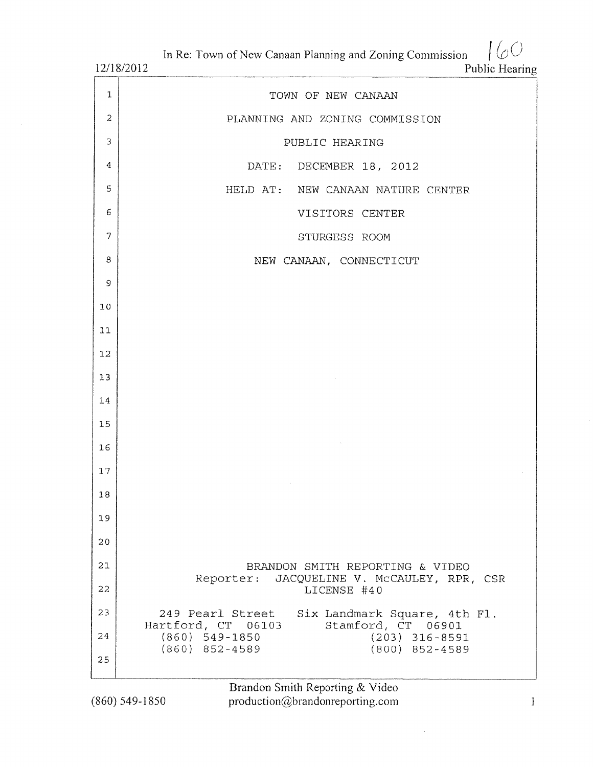# TOWN OF NEW CANAAN

## PLANNING AND ZONING COMMISSION

## PUBLIC HEARING

DATE: DECEMBER 18, 2012

HELD AT: NEW CANAAN NATURE CENTER

VISITORS CENTER

STURGESS ROOM

NEW CANAAN, CONNECTICUT

BRANDON SMITH REPORTING & VIDEO

Reporter: JACQUELINE V. McCAULEY, RPR, CSR

LICENSE #40

| | |
|---|---|
| 249 Pearl Street | Six Landmark Square, 4th Fl. |
| Hartford, CT 06103 | Stamford, CT 06901 |
| (860) 549-1850 | (203) 316-8591 |
| (860) 852-4589 | (800) 852-4589 |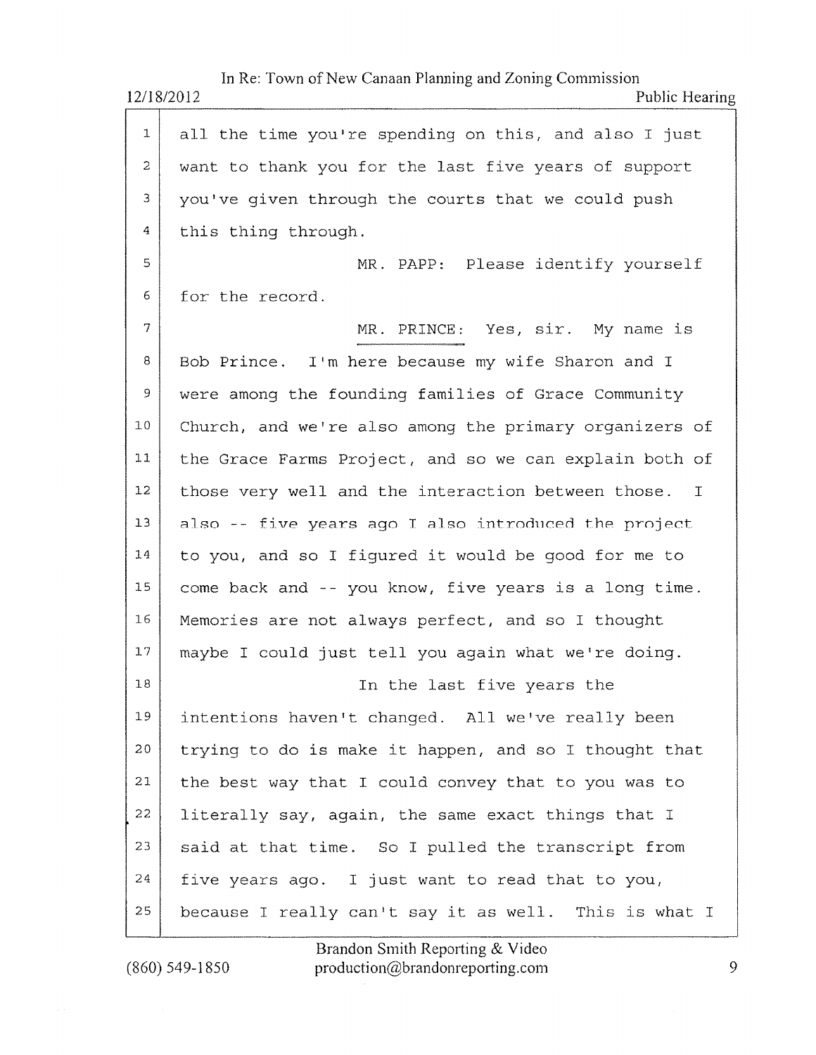all the time you're spending on this, and also I just want to thank you for the last five years of support you've given through the courts that we could push this thing through.

MR. PAPP: Please identify yourself for the record.

MR. PRINCE: Yes, sir. My name is Bob Prince. I'm here because my wife Sharon and I were among the founding families of Grace Community Church, and we're also among the primary organizers of the Grace Farms Project, and so we can explain both of those very well and the interaction between those. I also -- five years ago I also introduced the project to you, and so I figured it would be good for me to come back and -- you know, five years is a long time. Memories are not always perfect, and so I thought maybe I could just tell you again what we're doing.

In the last five years the intentions haven't changed. All we've really been trying to do is make it happen, and so I thought that the best way that I could convey that to you was to literally say, again, the same exact things that I said at that time. So I pulled the transcript from five years ago. I just want to read that to you, because I really can't say it as well. This is what I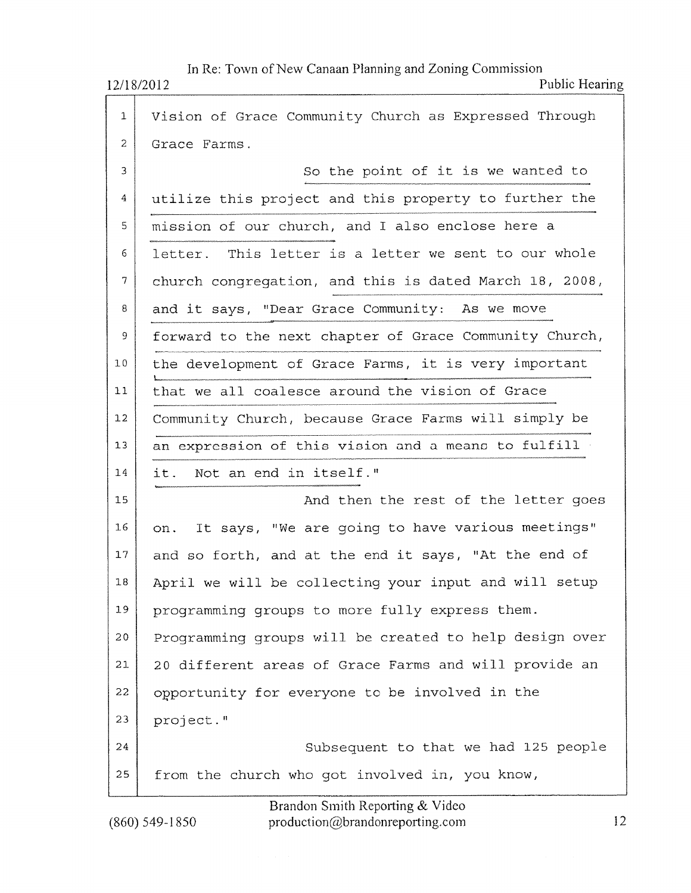Vision of Grace Community Church as Expressed Through Grace Farms.

So the point of it is we wanted to utilize this project and this property to further the mission of our church, and I also enclose here a letter. This letter is a letter we sent to our whole church congregation, and this is dated March 18, 2008, and it says, "Dear Grace Community: As we move forward to the next chapter of Grace Community Church, the development of Grace Farms, it is very important that we all coalesce around the vision of Grace Community Church, because Grace Farms will simply be an expression of this vision and a means to fulfill it. Not an end in itself."

And then the rest of the letter goes on. It says, "We are going to have various meetings" and so forth, and at the end it says, "At the end of April we will be collecting your input and will setup programming groups to more fully express them. Programming groups will be created to help design over 20 different areas of Grace Farms and will provide an opportunity for everyone to be involved in the project."

Subsequent to that we had 125 people from the church who got involved in, you know,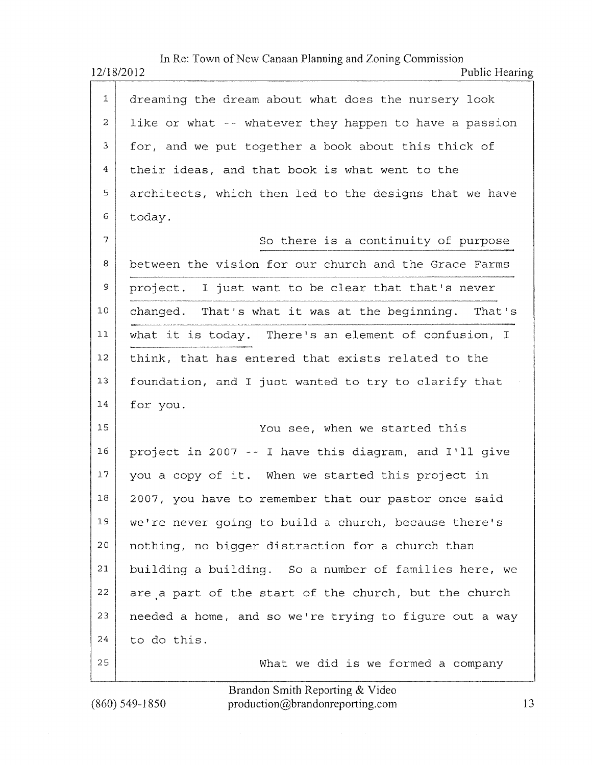dreaming the dream about what does the nursery look like or what -- whatever they happen to have a passion for, and we put together a book about this thick of their ideas, and that book is what went to the architects, which then led to the designs that we have today.

So there is a continuity of purpose between the vision for our church and the Grace Farms project. I just want to be clear that that's never changed. That's what it was at the beginning. That's what it is today. There's an element of confusion, I think, that has entered that exists related to the foundation, and I just wanted to try to clarify that for you.

You see, when we started this project in 2007 -- I have this diagram, and I'll give you a copy of it. When we started this project in 2007, you have to remember that our pastor once said we're never going to build a church, because there's nothing, no bigger distraction for a church than building a building. So a number of families here, we are a part of the start of the church, but the church needed a home, and so we're trying to figure out a way to do this.

What we did is we formed a company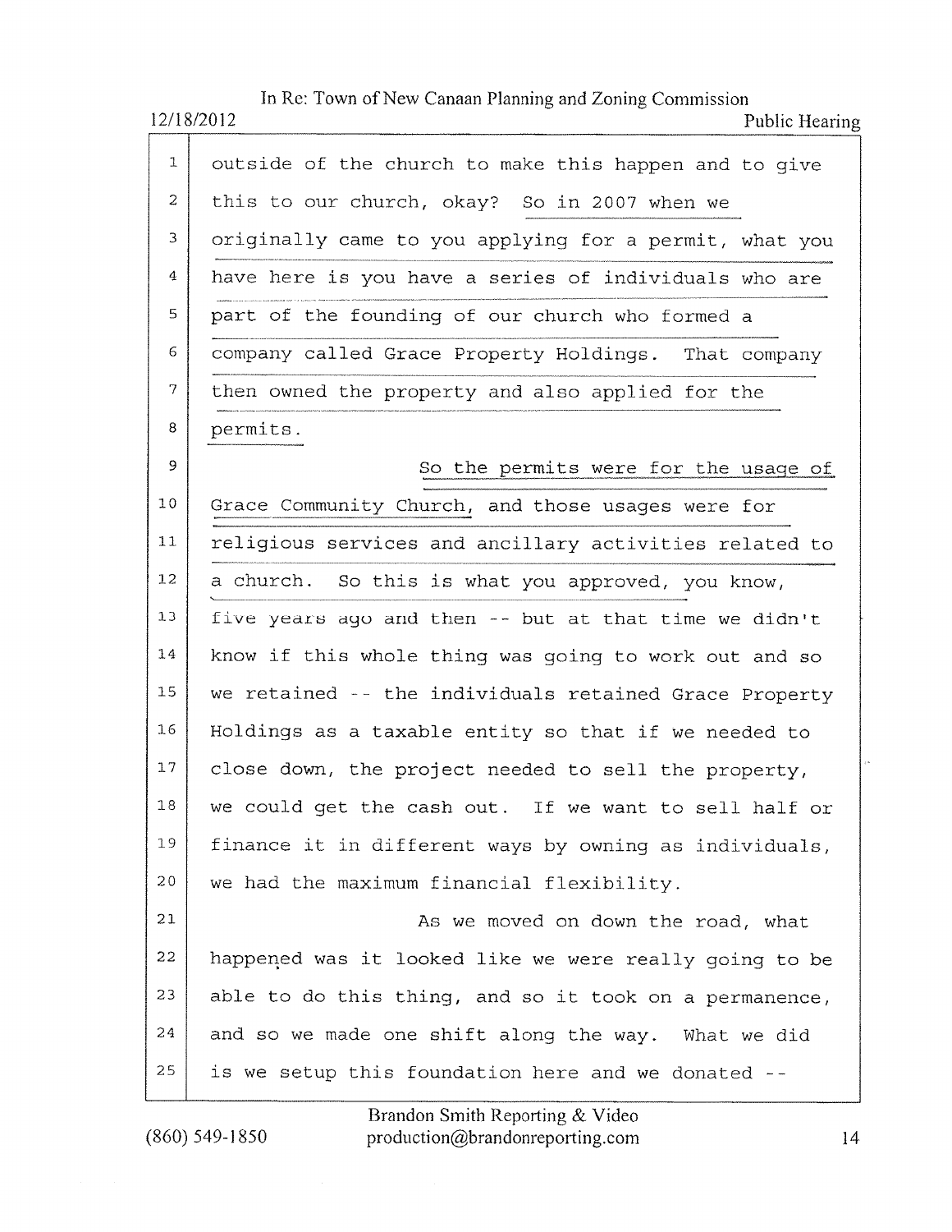outside of the church to make this happen and to give this to our church, okay? So in 2007 when we originally came to you applying for a permit, what you have here is you have a series of individuals who are part of the founding of our church who formed a company called Grace Property Holdings. That company then owned the property and also applied for the permits.

So the permits were for the usage of Grace Community Church, and those usages were for religious services and ancillary activities related to a church. So this is what you approved, you know, five years ago and then -- but at that time we didn't know if this whole thing was going to work out and so we retained -- the individuals retained Grace Property Holdings as a taxable entity so that if we needed to close down, the project needed to sell the property, we could get the cash out. If we want to sell half or finance it in different ways by owning as individuals, we had the maximum financial flexibility.

As we moved on down the road, what happened was it looked like we were really going to be able to do this thing, and so it took on a permanence, and so we made one shift along the way. What we did is we setup this foundation here and we donated --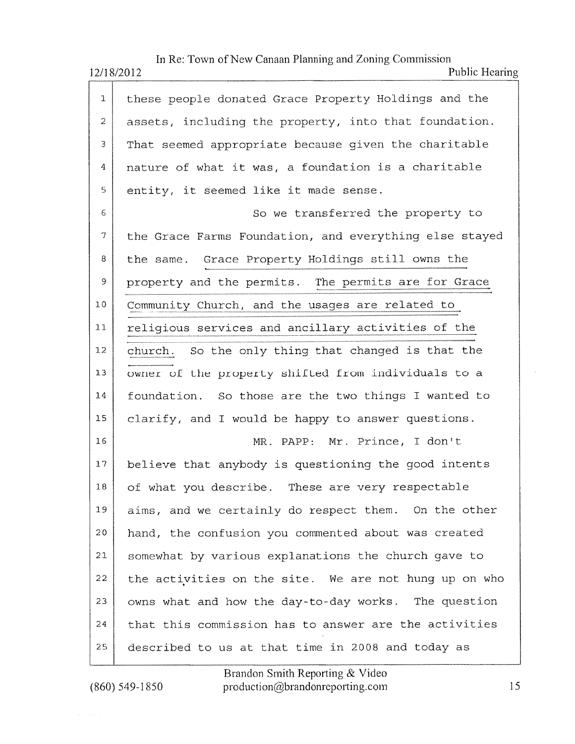these people donated Grace Property Holdings and the assets, including the property, into that foundation. That seemed appropriate because given the charitable nature of what it was, a foundation is a charitable entity, it seemed like it made sense.

So we transferred the property to the Grace Farms Foundation, and everything else stayed the same. Grace Property Holdings still owns the property and the permits. The permits are for Grace Community Church, and the usages are related to religious services and ancillary activities of the church. So the only thing that changed is that the owner of the property shifted from individuals to a foundation. So those are the two things I wanted to clarify, and I would be happy to answer questions.

MR. PAPP: Mr. Prince, I don't believe that anybody is questioning the good intents of what you describe. These are very respectable aims, and we certainly do respect them. On the other hand, the confusion you commented about was created somewhat by various explanations the church gave to the activities on the site. We are not hung up on who owns what and how the day-to-day works. The question that this commission has to answer are the activities described to us at that time in 2008 and today as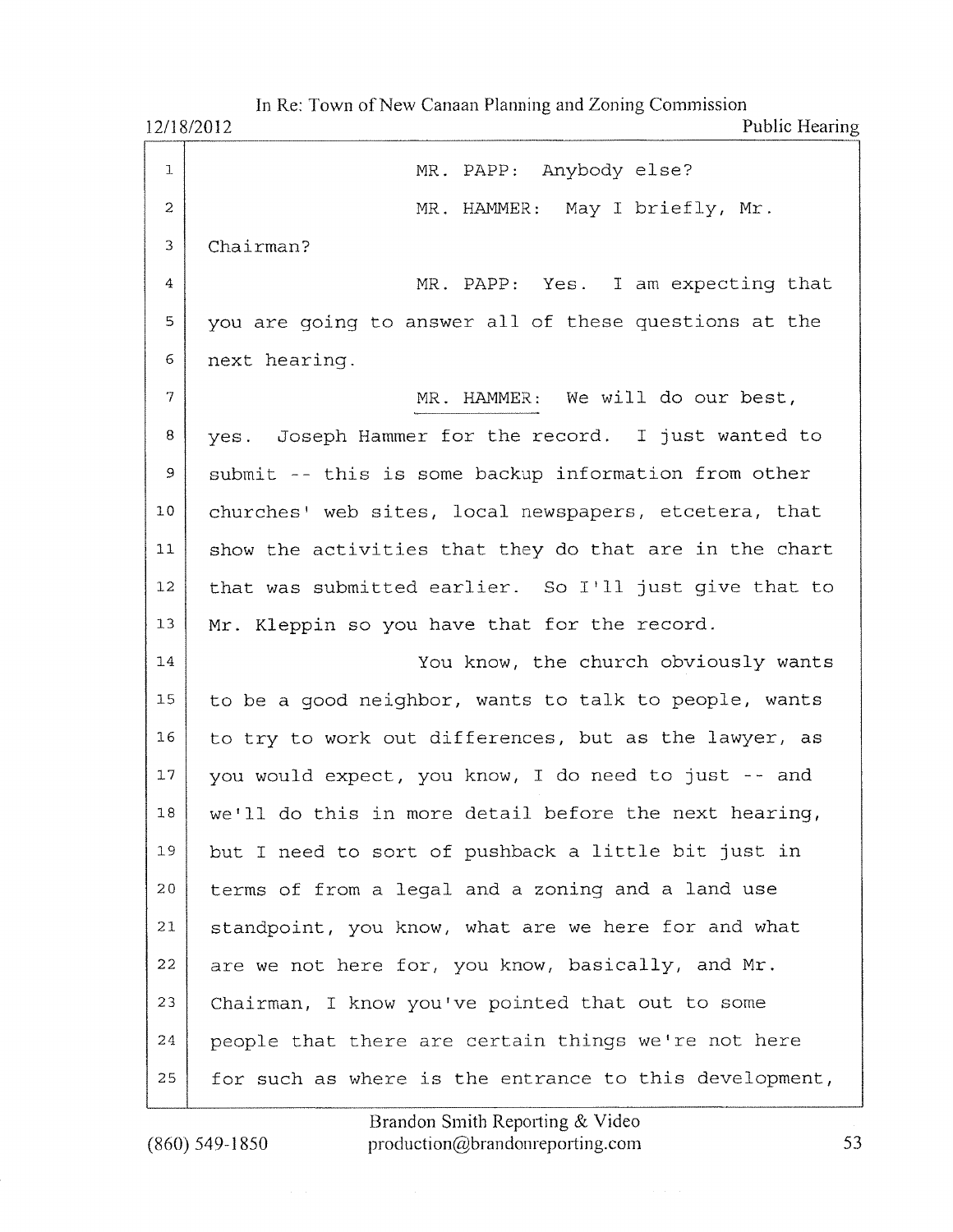MR. PAPP: Anybody else?

MR. HAMMER: May I briefly, Mr. Chairman?

MR. PAPP: Yes. I am expecting that you are going to answer all of these questions at the next hearing.

MR. HAMMER: We will do our best, yes. Joseph Hammer for the record. I just wanted to submit -- this is some backup information from other churches' web sites, local newspapers, etcetera, that show the activities that they do that are in the chart that was submitted earlier. So I'll just give that to Mr. Kleppin so you have that for the record.

You know, the church obviously wants to be a good neighbor, wants to talk to people, wants to try to work out differences, but as the lawyer, as you would expect, you know, I do need to just -- and we'll do this in more detail before the next hearing, but I need to sort of pushback a little bit just in terms of from a legal and a zoning and a land use standpoint, you know, what are we here for and what are we not here for, you know, basically, and Mr. Chairman, I know you've pointed that out to some people that there are certain things we're not here for such as where is the entrance to this development,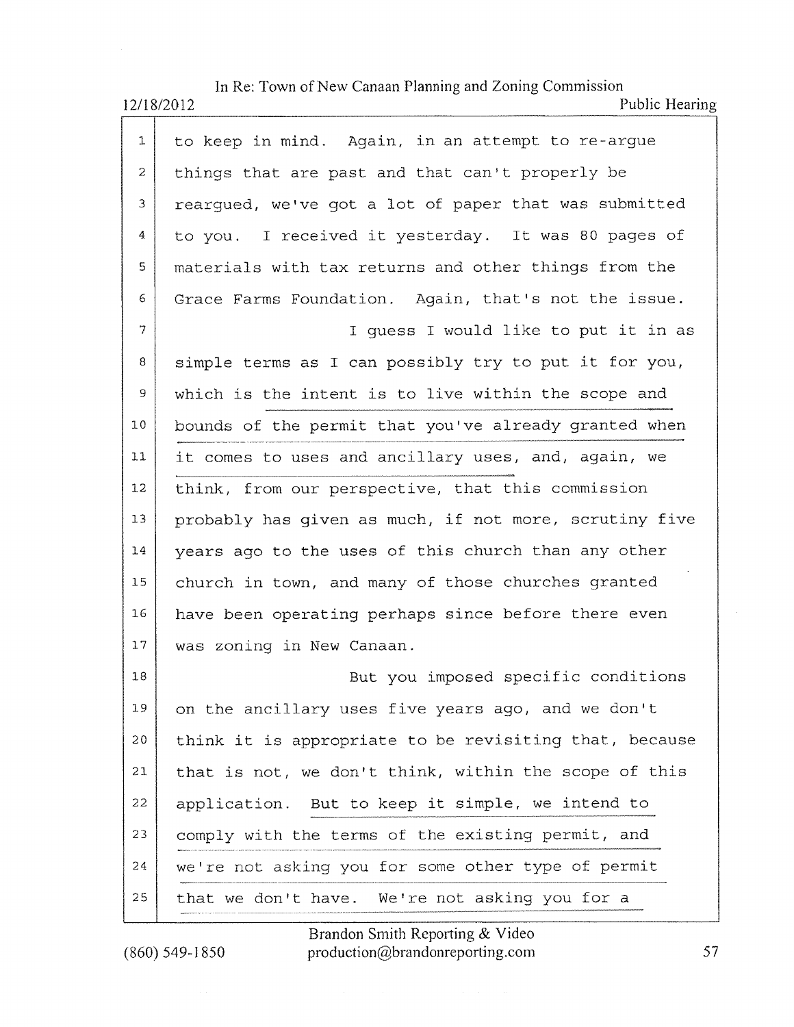to keep in mind. Again, in an attempt to re-argue things that are past and that can't properly be reargued, we've got a lot of paper that was submitted to you. I received it yesterday. It was 80 pages of materials with tax returns and other things from the Grace Farms Foundation. Again, that's not the issue.

I guess I would like to put it in as simple terms as I can possibly try to put it for you, which is the intent is to live within the scope and bounds of the permit that you've already granted when it comes to uses and ancillary uses, and, again, we think, from our perspective, that this commission probably has given as much, if not more, scrutiny five years ago to the uses of this church than any other church in town, and many of those churches granted have been operating perhaps since before there even was zoning in New Canaan.

But you imposed specific conditions on the ancillary uses five years ago, and we don't think it is appropriate to be revisiting that, because that is not, we don't think, within the scope of this application. But to keep it simple, we intend to comply with the terms of the existing permit, and we're not asking you for some other type of permit that we don't have. We're not asking you for a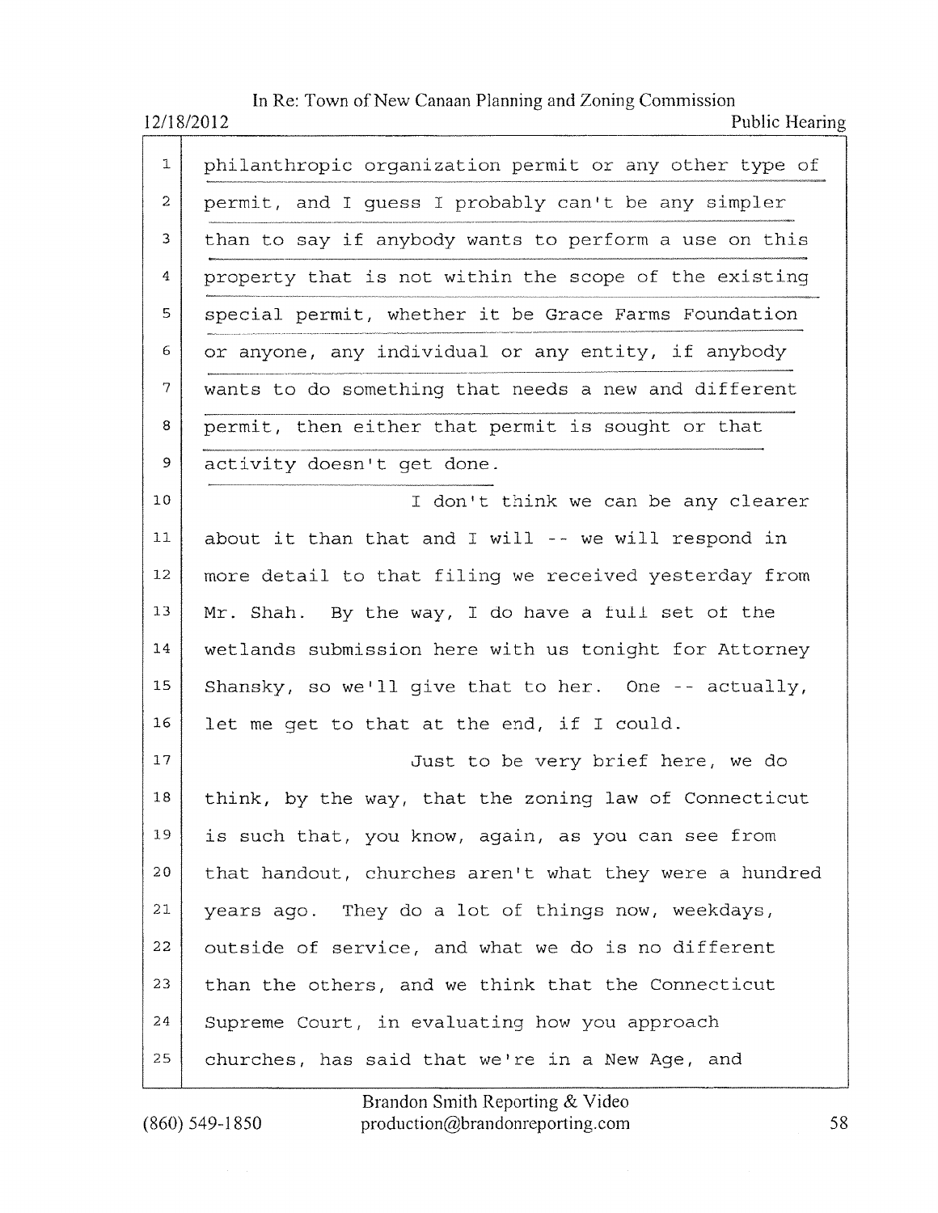philanthropic organization permit or any other type of permit, and I guess I probably can't be any simpler than to say if anybody wants to perform a use on this property that is not within the scope of the existing special permit, whether it be Grace Farms Foundation or anyone, any individual or any entity, if anybody wants to do something that needs a new and different permit, then either that permit is sought or that activity doesn't get done.

I don't think we can be any clearer about it than that and I will -- we will respond in more detail to that filing we received yesterday from Mr. Shah. By the way, I do have a full set of the wetlands submission here with us tonight for Attorney Shansky, so we'll give that to her. One -- actually, let me get to that at the end, if I could.

Just to be very brief here, we do think, by the way, that the zoning law of Connecticut is such that, you know, again, as you can see from that handout, churches aren't what they were a hundred years ago. They do a lot of things now, weekdays, outside of service, and what we do is no different than the others, and we think that the Connecticut Supreme Court, in evaluating how you approach churches, has said that we're in a New Age, and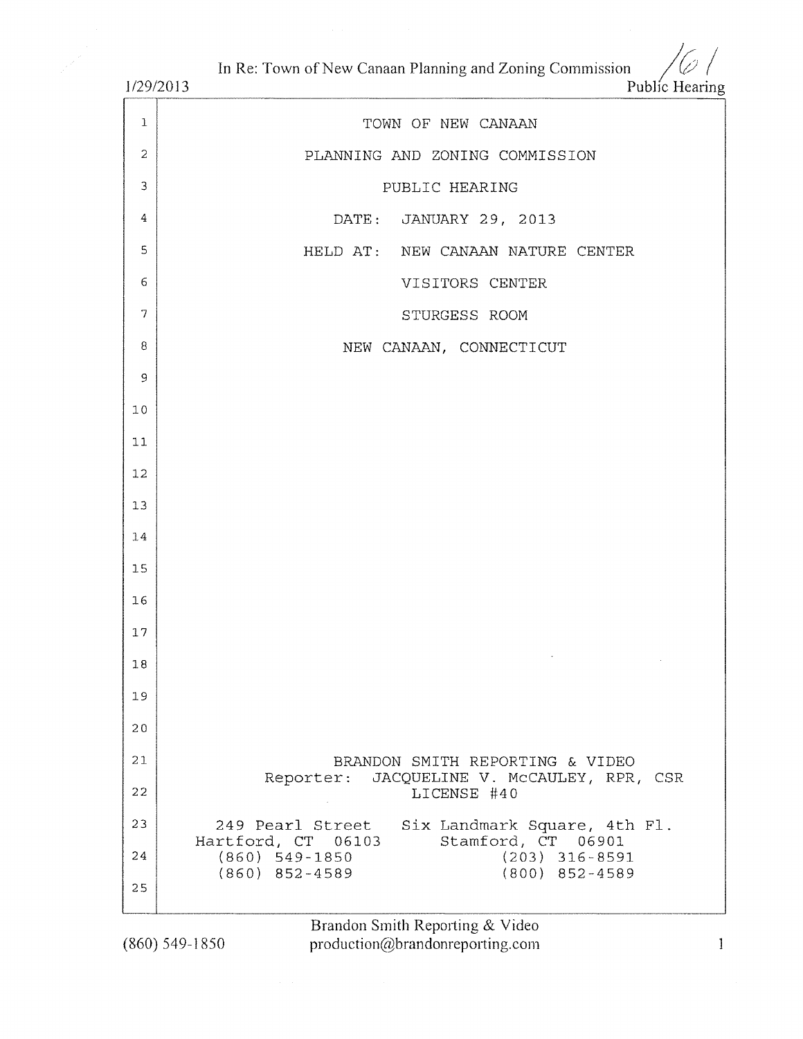TOWN OF NEW CANAAN

PLANNING AND ZONING COMMISSION

PUBLIC HEARING

DATE: JANUARY 29, 2013

HELD AT: NEW CANAAN NATURE CENTER

VISITORS CENTER

STURGESS ROOM

NEW CANAAN, CONNECTICUT

BRANDON SMITH REPORTING & VIDEO

Reporter: JACQUELINE V. McCAULEY, RPR, CSR

LICENSE #40

| | |
|---|---|
| 249 Pearl Street | Six Landmark Square, 4th Fl. |
| Hartford, CT 06103 | Stamford, CT 06901 |
| (860) 549-1850 | (203) 316-8591 |
| (860) 852-4589 | (800) 852-4589 |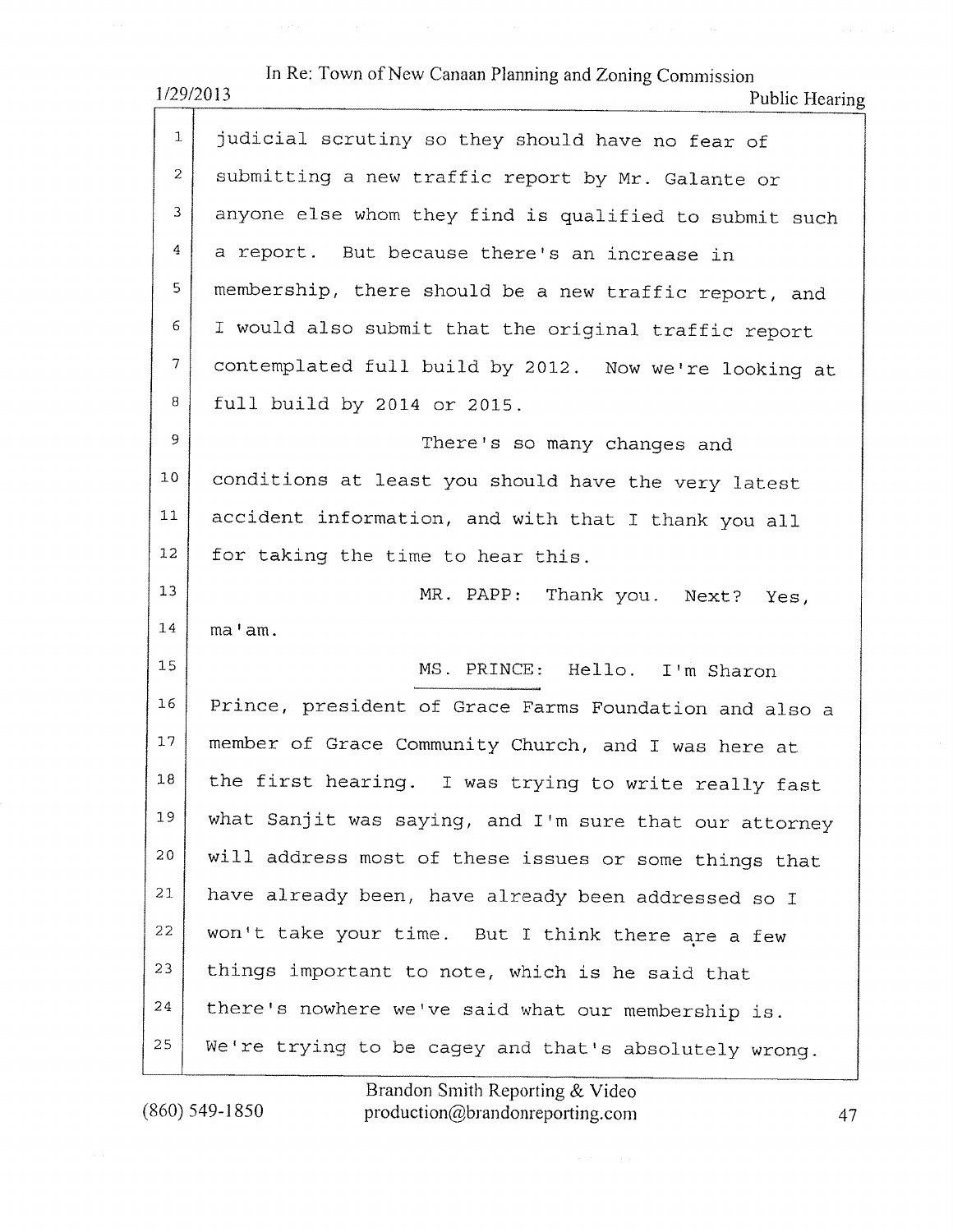judicial scrutiny so they should have no fear of submitting a new traffic report by Mr. Galante or anyone else whom they find is qualified to submit such a report. But because there's an increase in membership, there should be a new traffic report, and I would also submit that the original traffic report contemplated full build by 2012. Now we're looking at full build by 2014 or 2015.

There's so many changes and conditions at least you should have the very latest accident information, and with that I thank you all for taking the time to hear this.

MR. PAPP: Thank you. Next? Yes, ma'am.

MS. PRINCE: Hello. I'm Sharon Prince, president of Grace Farms Foundation and also a member of Grace Community Church, and I was here at the first hearing. I was trying to write really fast what Sanjit was saying, and I'm sure that our attorney will address most of these issues or some things that have already been, have already been addressed so I won't take your time. But I think there are a few things important to note, which is he said that there's nowhere we've said what our membership is. We're trying to be cagey and that's absolutely wrong.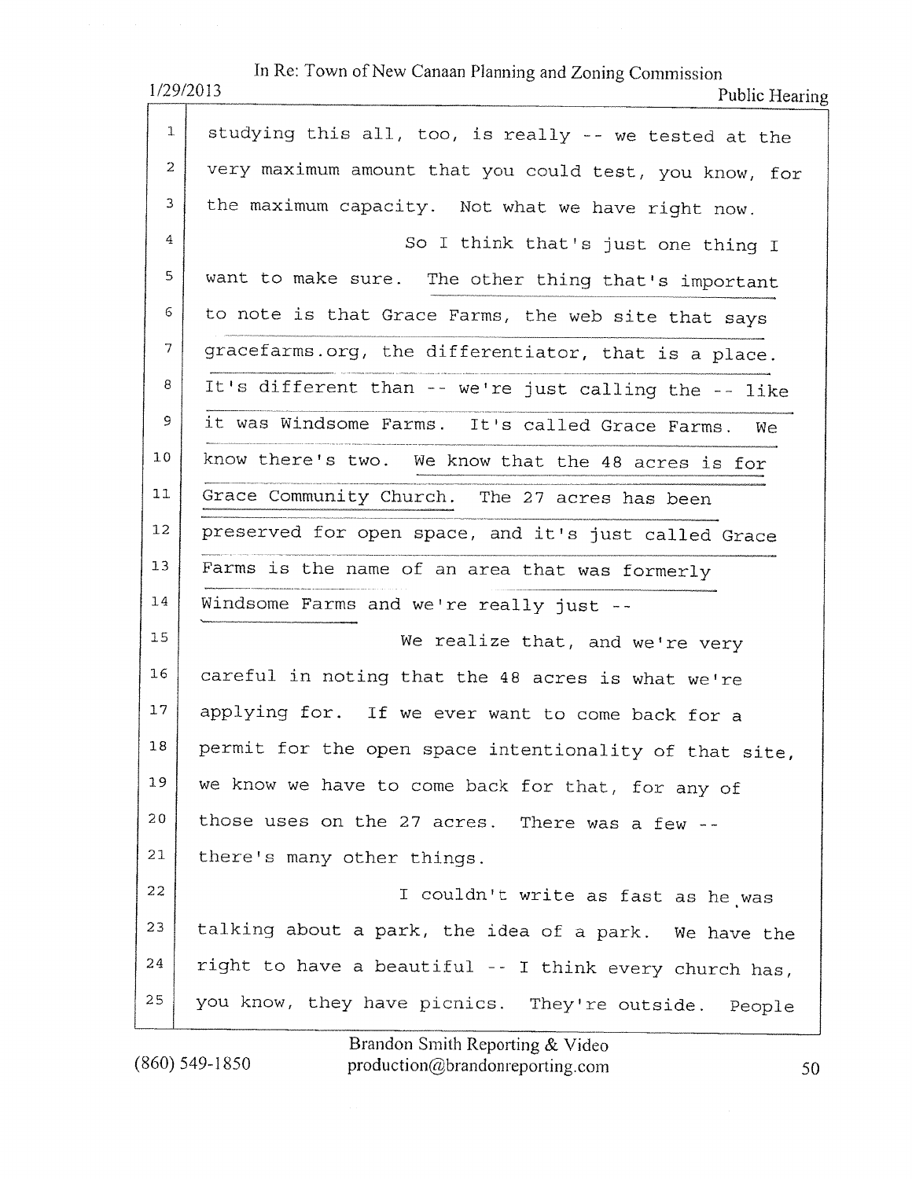studying this all, too, is really -- we tested at the very maximum amount that you could test, you know, for the maximum capacity. Not what we have right now.

So I think that's just one thing I want to make sure. The other thing that's important to note is that Grace Farms, the web site that says gracefarms.org, the differentiator, that is a place. It's different than -- we're just calling the -- like it was Windsome Farms. It's called Grace Farms. We know there's two. We know that the 48 acres is for Grace Community Church. The 27 acres has been preserved for open space, and it's just called Grace Farms is the name of an area that was formerly Windsome Farms and we're really just --

We realize that, and we're very careful in noting that the 48 acres is what we're applying for. If we ever want to come back for a permit for the open space intentionality of that site, we know we have to come back for that, for any of those uses on the 27 acres. There was a few -- there's many other things.

I couldn't write as fast as he was talking about a park, the idea of a park. We have the right to have a beautiful -- I think every church has, you know, they have picnics. They're outside. People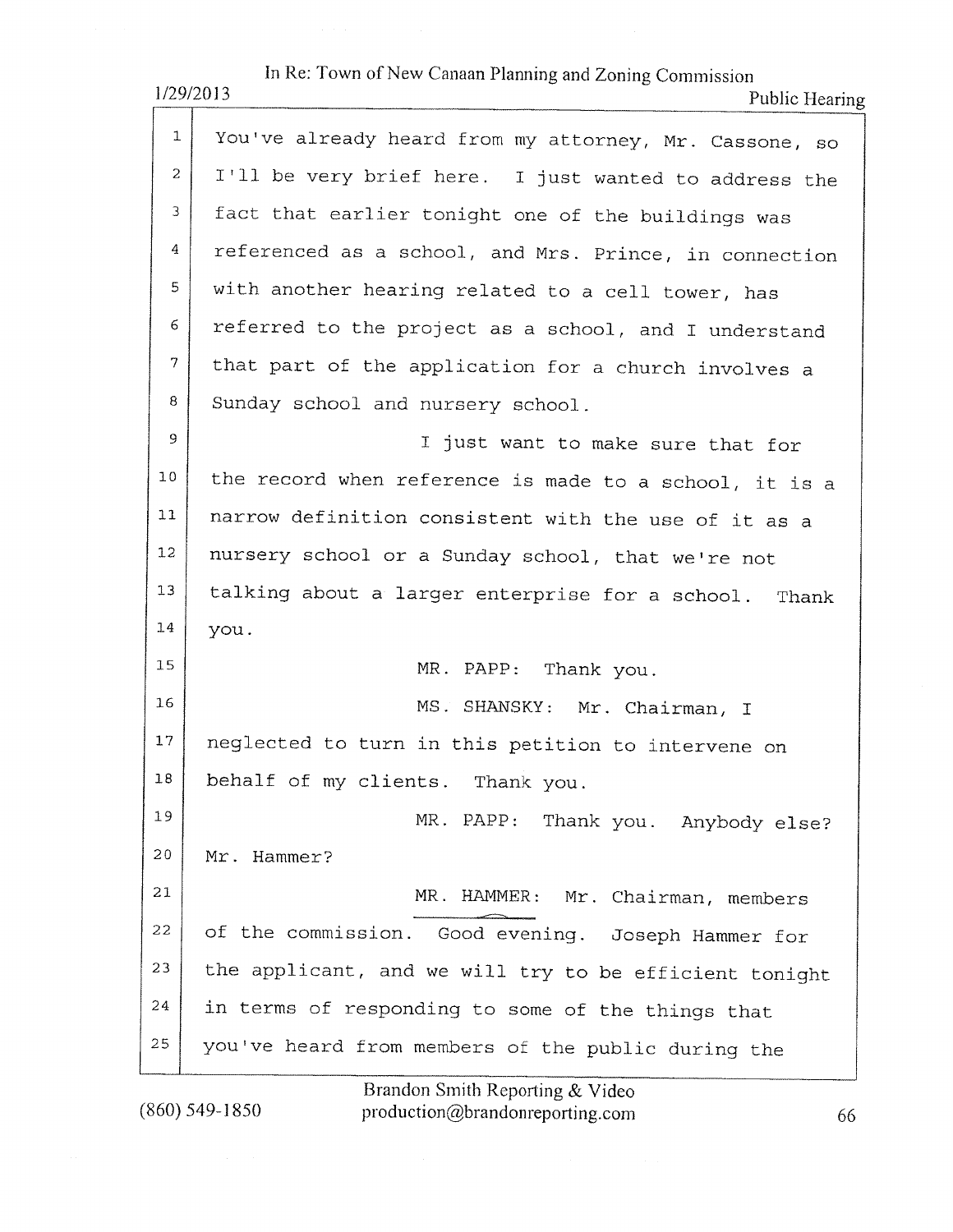You've already heard from my attorney, Mr. Cassone, so I'll be very brief here. I just wanted to address the fact that earlier tonight one of the buildings was referenced as a school, and Mrs. Prince, in connection with another hearing related to a cell tower, has referred to the project as a school, and I understand that part of the application for a church involves a Sunday school and nursery school.

I just want to make sure that for the record when reference is made to a school, it is a narrow definition consistent with the use of it as a nursery school or a Sunday school, that we're not talking about a larger enterprise for a school. Thank you.

MR. PAPP: Thank you.

MS. SHANSKY: Mr. Chairman, I neglected to turn in this petition to intervene on behalf of my clients. Thank you.

MR. PAPP: Thank you. Anybody else? Mr. Hammer?

MR. HAMMER: Mr. Chairman, members of the commission. Good evening. Joseph Hammer for the applicant, and we will try to be efficient tonight in terms of responding to some of the things that you've heard from members of the public during the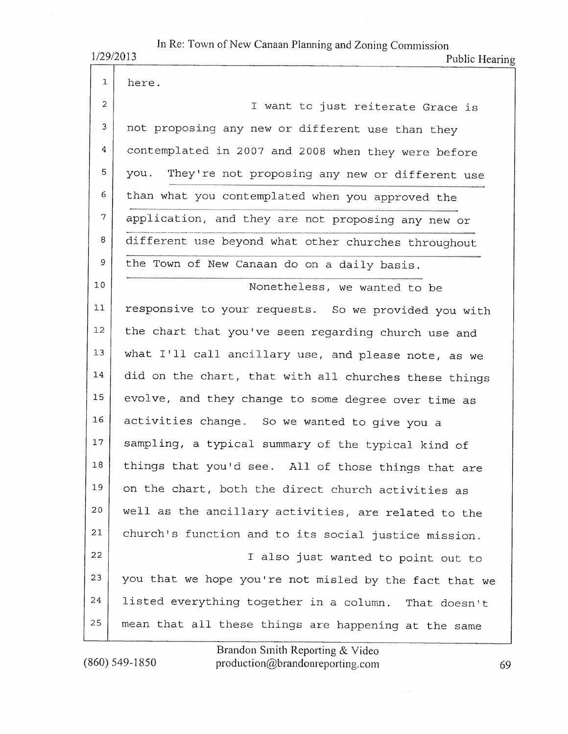here.

I want to just reiterate Grace is not proposing any new or different use than they contemplated in 2007 and 2008 when they were before you. They're not proposing any new or different use than what you contemplated when you approved the application, and they are not proposing any new or different use beyond what other churches throughout the Town of New Canaan do on a daily basis.

Nonetheless, we wanted to be responsive to your requests. So we provided you with the chart that you've seen regarding church use and what I'll call ancillary use, and please note, as we did on the chart, that with all churches these things evolve, and they change to some degree over time as activities change. So we wanted to give you a sampling, a typical summary of the typical kind of things that you'd see. All of those things that are on the chart, both the direct church activities as well as the ancillary activities, are related to the church's function and to its social justice mission.

I also just wanted to point out to you that we hope you're not misled by the fact that we listed everything together in a column. That doesn't mean that all these things are happening at the same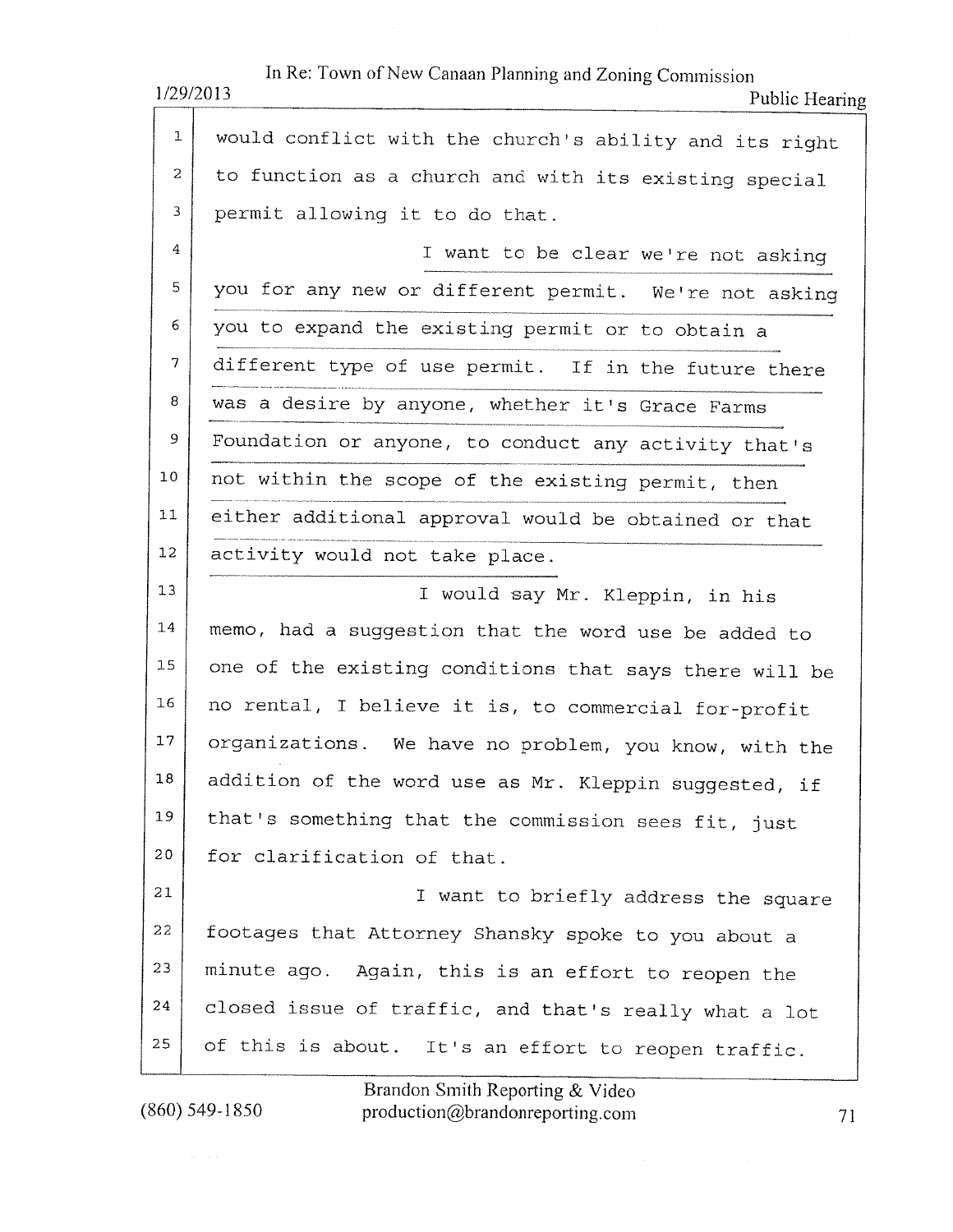would conflict with the church's ability and its right to function as a church and with its existing special permit allowing it to do that.

I want to be clear we're not asking you for any new or different permit. We're not asking you to expand the existing permit or to obtain a different type of use permit. If in the future there was a desire by anyone, whether it's Grace Farms Foundation or anyone, to conduct any activity that's not within the scope of the existing permit, then either additional approval would be obtained or that activity would not take place.

I would say Mr. Kleppin, in his memo, had a suggestion that the word use be added to one of the existing conditions that says there will be no rental, I believe it is, to commercial for-profit organizations. We have no problem, you know, with the addition of the word use as Mr. Kleppin suggested, if that's something that the commission sees fit, just for clarification of that.

I want to briefly address the square footages that Attorney Shansky spoke to you about a minute ago. Again, this is an effort to reopen the closed issue of traffic, and that's really what a lot of this is about. It's an effort to reopen traffic.